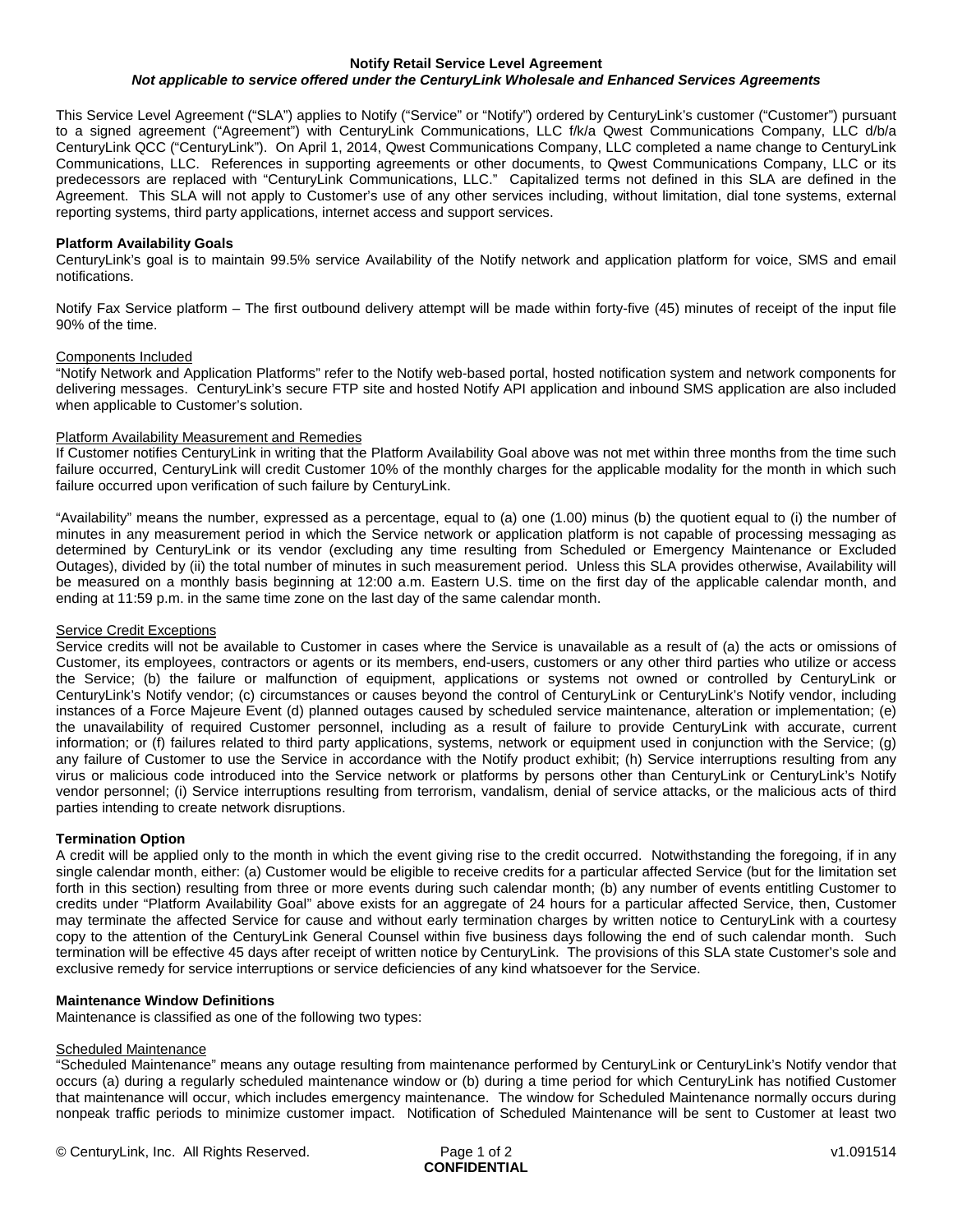# Notify Retail Service Level Agreement

***Not applicable to service offered under the CenturyLink Wholesale and Enhanced Services Agreements***

This Service Level Agreement ("SLA") applies to Notify ("Service" or "Notify") ordered by CenturyLink's customer ("Customer") pursuant to a signed agreement ("Agreement") with CenturyLink Communications, LLC f/k/a Qwest Communications Company, LLC d/b/a CenturyLink QCC ("CenturyLink"). On April 1, 2014, Qwest Communications Company, LLC completed a name change to CenturyLink Communications, LLC. References in supporting agreements or other documents, to Qwest Communications Company, LLC or its predecessors are replaced with "CenturyLink Communications, LLC." Capitalized terms not defined in this SLA are defined in the Agreement. This SLA will not apply to Customer's use of any other services including, without limitation, dial tone systems, external reporting systems, third party applications, internet access and support services.

## Platform Availability Goals

CenturyLink's goal is to maintain 99.5% service Availability of the Notify network and application platform for voice, SMS and email notifications.

Notify Fax Service platform – The first outbound delivery attempt will be made within forty-five (45) minutes of receipt of the input file 90% of the time.

### Components Included

"Notify Network and Application Platforms" refer to the Notify web-based portal, hosted notification system and network components for delivering messages. CenturyLink's secure FTP site and hosted Notify API application and inbound SMS application are also included when applicable to Customer's solution.

### Platform Availability Measurement and Remedies

If Customer notifies CenturyLink in writing that the Platform Availability Goal above was not met within three months from the time such failure occurred, CenturyLink will credit Customer 10% of the monthly charges for the applicable modality for the month in which such failure occurred upon verification of such failure by CenturyLink.

"Availability" means the number, expressed as a percentage, equal to (a) one (1.00) minus (b) the quotient equal to (i) the number of minutes in any measurement period in which the Service network or application platform is not capable of processing messaging as determined by CenturyLink or its vendor (excluding any time resulting from Scheduled or Emergency Maintenance or Excluded Outages), divided by (ii) the total number of minutes in such measurement period. Unless this SLA provides otherwise, Availability will be measured on a monthly basis beginning at 12:00 a.m. Eastern U.S. time on the first day of the applicable calendar month, and ending at 11:59 p.m. in the same time zone on the last day of the same calendar month.

### Service Credit Exceptions

Service credits will not be available to Customer in cases where the Service is unavailable as a result of (a) the acts or omissions of Customer, its employees, contractors or agents or its members, end-users, customers or any other third parties who utilize or access the Service; (b) the failure or malfunction of equipment, applications or systems not owned or controlled by CenturyLink or CenturyLink's Notify vendor; (c) circumstances or causes beyond the control of CenturyLink or CenturyLink's Notify vendor, including instances of a Force Majeure Event (d) planned outages caused by scheduled service maintenance, alteration or implementation; (e) the unavailability of required Customer personnel, including as a result of failure to provide CenturyLink with accurate, current information; or (f) failures related to third party applications, systems, network or equipment used in conjunction with the Service; (g) any failure of Customer to use the Service in accordance with the Notify product exhibit; (h) Service interruptions resulting from any virus or malicious code introduced into the Service network or platforms by persons other than CenturyLink or CenturyLink's Notify vendor personnel; (i) Service interruptions resulting from terrorism, vandalism, denial of service attacks, or the malicious acts of third parties intending to create network disruptions.

## Termination Option

A credit will be applied only to the month in which the event giving rise to the credit occurred. Notwithstanding the foregoing, if in any single calendar month, either: (a) Customer would be eligible to receive credits for a particular affected Service (but for the limitation set forth in this section) resulting from three or more events during such calendar month; (b) any number of events entitling Customer to credits under "Platform Availability Goal" above exists for an aggregate of 24 hours for a particular affected Service, then, Customer may terminate the affected Service for cause and without early termination charges by written notice to CenturyLink with a courtesy copy to the attention of the CenturyLink General Counsel within five business days following the end of such calendar month. Such termination will be effective 45 days after receipt of written notice by CenturyLink. The provisions of this SLA state Customer's sole and exclusive remedy for service interruptions or service deficiencies of any kind whatsoever for the Service.

## Maintenance Window Definitions

Maintenance is classified as one of the following two types:

### Scheduled Maintenance

"Scheduled Maintenance" means any outage resulting from maintenance performed by CenturyLink or CenturyLink's Notify vendor that occurs (a) during a regularly scheduled maintenance window or (b) during a time period for which CenturyLink has notified Customer that maintenance will occur, which includes emergency maintenance. The window for Scheduled Maintenance normally occurs during nonpeak traffic periods to minimize customer impact. Notification of Scheduled Maintenance will be sent to Customer at least two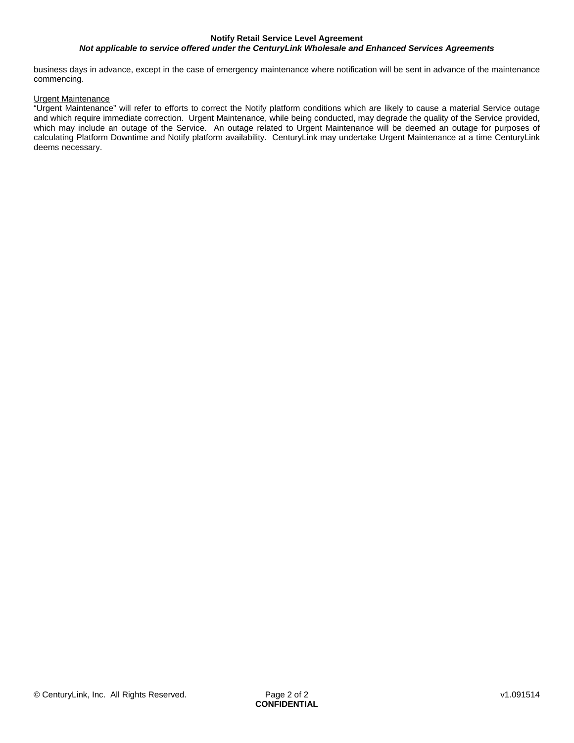business days in advance, except in the case of emergency maintenance where notification will be sent in advance of the maintenance commencing.

Urgent Maintenance

"Urgent Maintenance" will refer to efforts to correct the Notify platform conditions which are likely to cause a material Service outage and which require immediate correction. Urgent Maintenance, while being conducted, may degrade the quality of the Service provided, which may include an outage of the Service. An outage related to Urgent Maintenance will be deemed an outage for purposes of calculating Platform Downtime and Notify platform availability. CenturyLink may undertake Urgent Maintenance at a time CenturyLink deems necessary.